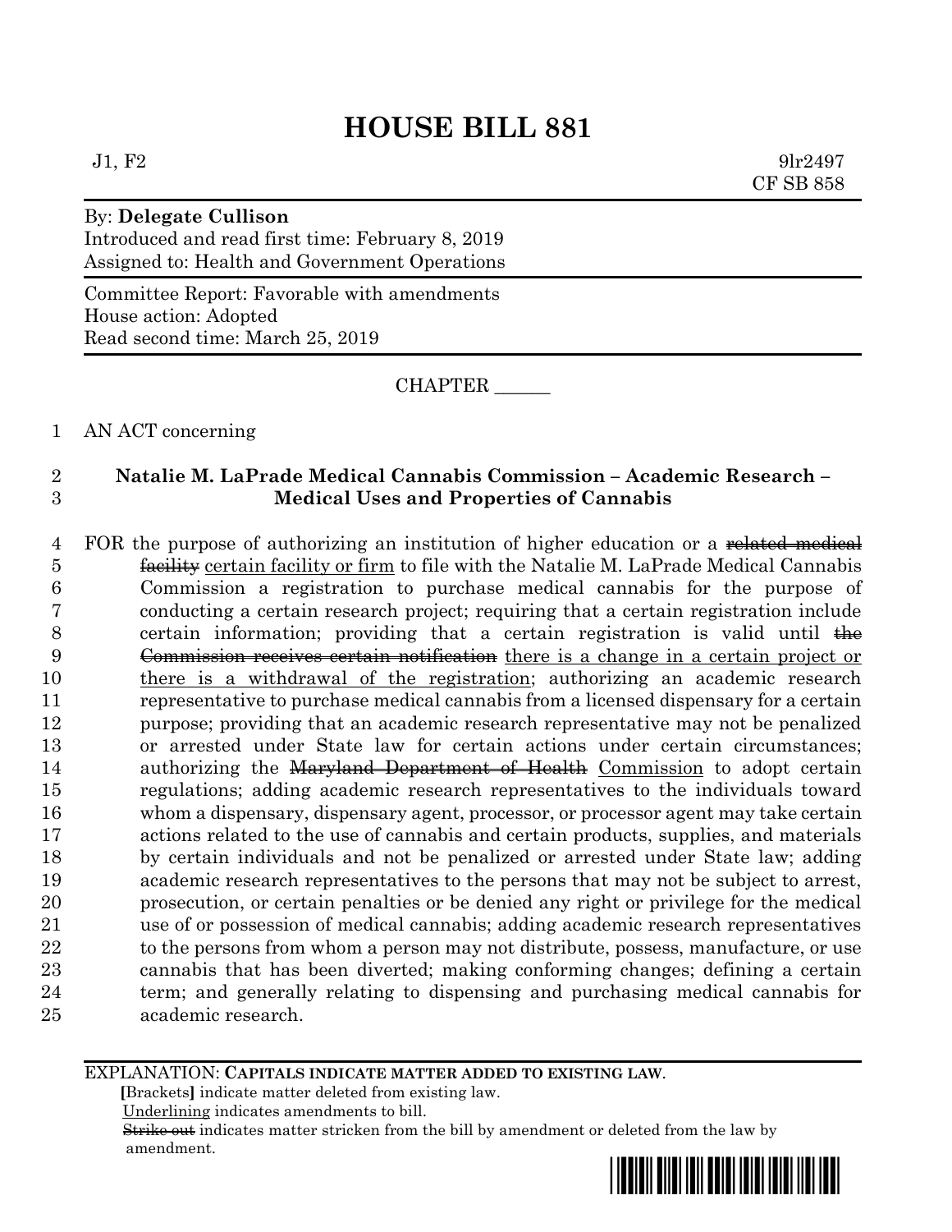# HOUSE BILL 881

J1, F2 9lr2497
CF SB 858

By: **Delegate Cullison**
Introduced and read first time: February 8, 2019
Assigned to: Health and Government Operations

Committee Report: Favorable with amendments
House action: Adopted
Read second time: March 25, 2019

CHAPTER ______

AN ACT concerning

**Natalie M. LaPrade Medical Cannabis Commission – Academic Research – Medical Uses and Properties of Cannabis**

FOR the purpose of authorizing an institution of higher education or a ~~related medical facility~~ <u>certain facility or firm</u> to file with the Natalie M. LaPrade Medical Cannabis Commission a registration to purchase medical cannabis for the purpose of conducting a certain research project; requiring that a certain registration include certain information; providing that a certain registration is valid until ~~the Commission receives certain notification~~ <u>there is a change in a certain project or there is a withdrawal of the registration</u>; authorizing an academic research representative to purchase medical cannabis from a licensed dispensary for a certain purpose; providing that an academic research representative may not be penalized or arrested under State law for certain actions under certain circumstances; authorizing the ~~Maryland Department of Health~~ <u>Commission</u> to adopt certain regulations; adding academic research representatives to the individuals toward whom a dispensary, dispensary agent, processor, or processor agent may take certain actions related to the use of cannabis and certain products, supplies, and materials by certain individuals and not be penalized or arrested under State law; adding academic research representatives to the persons that may not be subject to arrest, prosecution, or certain penalties or be denied any right or privilege for the medical use of or possession of medical cannabis; adding academic research representatives to the persons from whom a person may not distribute, possess, manufacture, or use cannabis that has been diverted; making conforming changes; defining a certain term; and generally relating to dispensing and purchasing medical cannabis for academic research.

EXPLANATION: **CAPITALS INDICATE MATTER ADDED TO EXISTING LAW.**
**[**Brackets**]** indicate matter deleted from existing law.
<u>Underlining</u> indicates amendments to bill.
~~Strike out~~ indicates matter stricken from the bill by amendment or deleted from the law by amendment.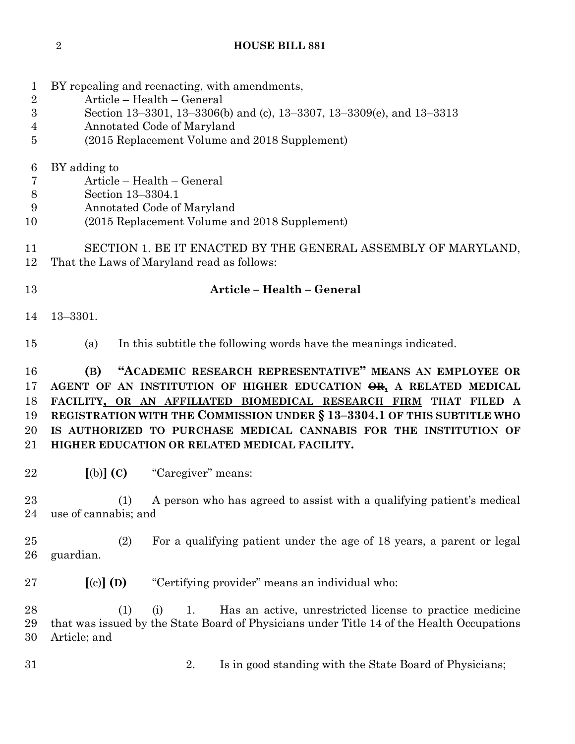BY repealing and reenacting, with amendments,
Article – Health – General
Section 13–3301, 13–3306(b) and (c), 13–3307, 13–3309(e), and 13–3313
Annotated Code of Maryland
(2015 Replacement Volume and 2018 Supplement)

BY adding to
Article – Health – General
Section 13–3304.1
Annotated Code of Maryland
(2015 Replacement Volume and 2018 Supplement)

SECTION 1. BE IT ENACTED BY THE GENERAL ASSEMBLY OF MARYLAND, That the Laws of Maryland read as follows:

**Article – Health – General**

13–3301.

(a) In this subtitle the following words have the meanings indicated.

**(B) "ACADEMIC RESEARCH REPRESENTATIVE" MEANS AN EMPLOYEE OR AGENT OF AN INSTITUTION OF HIGHER EDUCATION ~~OR~~, A RELATED MEDICAL FACILITY, OR AN AFFILIATED BIOMEDICAL RESEARCH FIRM THAT FILED A REGISTRATION WITH THE COMMISSION UNDER § 13–3304.1 OF THIS SUBTITLE WHO IS AUTHORIZED TO PURCHASE MEDICAL CANNABIS FOR THE INSTITUTION OF HIGHER EDUCATION OR RELATED MEDICAL FACILITY.**

**[**(b)**] (C)** "Caregiver" means:

(1) A person who has agreed to assist with a qualifying patient's medical use of cannabis; and

(2) For a qualifying patient under the age of 18 years, a parent or legal guardian.

**[**(c)**] (D)** "Certifying provider" means an individual who:

(1) (i) 1. Has an active, unrestricted license to practice medicine that was issued by the State Board of Physicians under Title 14 of the Health Occupations Article; and

2. Is in good standing with the State Board of Physicians;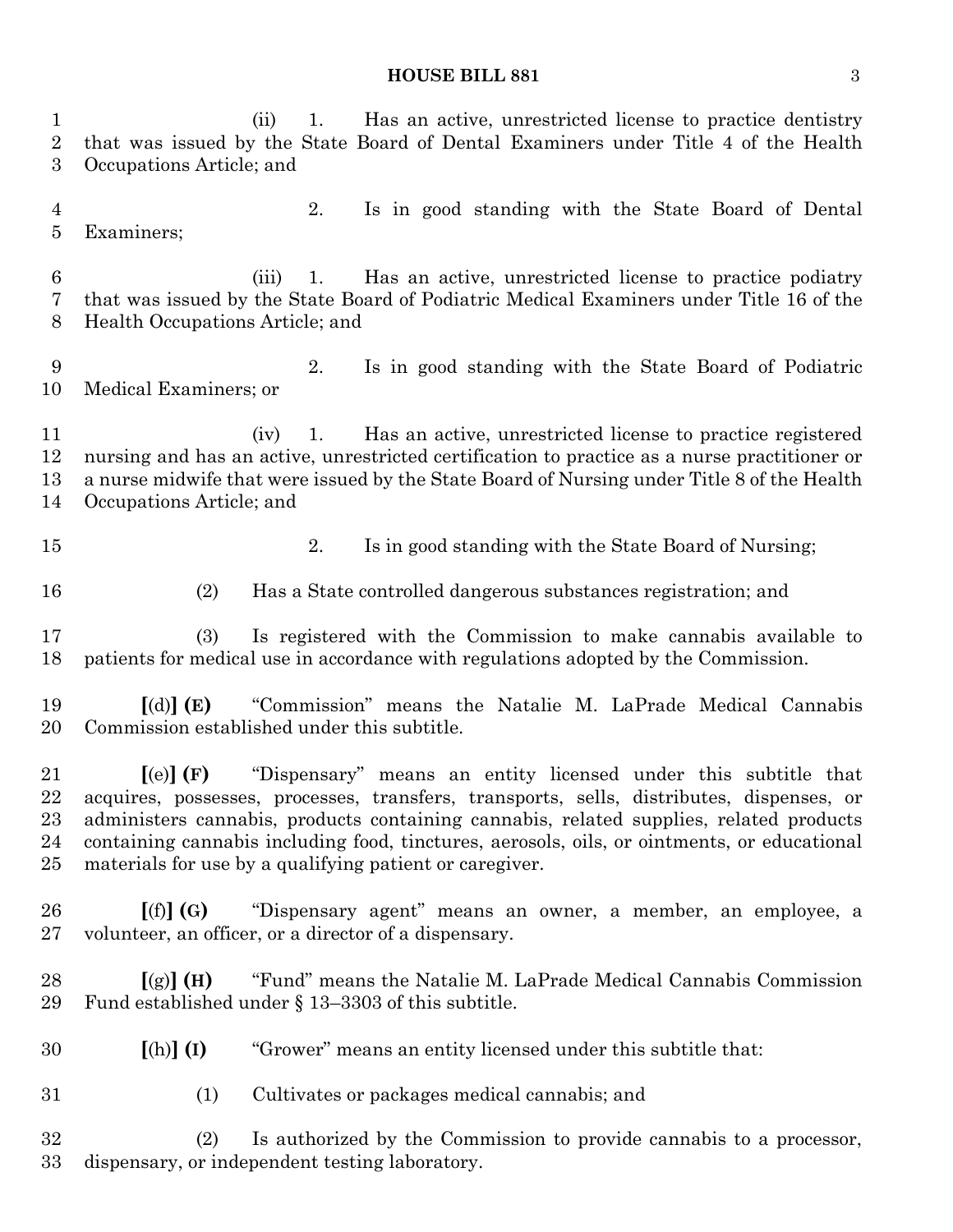(ii) 1. Has an active, unrestricted license to practice dentistry that was issued by the State Board of Dental Examiners under Title 4 of the Health Occupations Article; and

2. Is in good standing with the State Board of Dental Examiners;

(iii) 1. Has an active, unrestricted license to practice podiatry that was issued by the State Board of Podiatric Medical Examiners under Title 16 of the Health Occupations Article; and

2. Is in good standing with the State Board of Podiatric Medical Examiners; or

(iv) 1. Has an active, unrestricted license to practice registered nursing and has an active, unrestricted certification to practice as a nurse practitioner or a nurse midwife that were issued by the State Board of Nursing under Title 8 of the Health Occupations Article; and

2. Is in good standing with the State Board of Nursing;

(2) Has a State controlled dangerous substances registration; and

(3) Is registered with the Commission to make cannabis available to patients for medical use in accordance with regulations adopted by the Commission.

**[**(d)**] (E)** "Commission" means the Natalie M. LaPrade Medical Cannabis Commission established under this subtitle.

**[**(e)**] (F)** "Dispensary" means an entity licensed under this subtitle that acquires, possesses, processes, transfers, transports, sells, distributes, dispenses, or administers cannabis, products containing cannabis, related supplies, related products containing cannabis including food, tinctures, aerosols, oils, or ointments, or educational materials for use by a qualifying patient or caregiver.

**[**(f)**] (G)** "Dispensary agent" means an owner, a member, an employee, a volunteer, an officer, or a director of a dispensary.

**[**(g)**] (H)** "Fund" means the Natalie M. LaPrade Medical Cannabis Commission Fund established under § 13–3303 of this subtitle.

**[**(h)**] (I)** "Grower" means an entity licensed under this subtitle that:

(1) Cultivates or packages medical cannabis; and

(2) Is authorized by the Commission to provide cannabis to a processor, dispensary, or independent testing laboratory.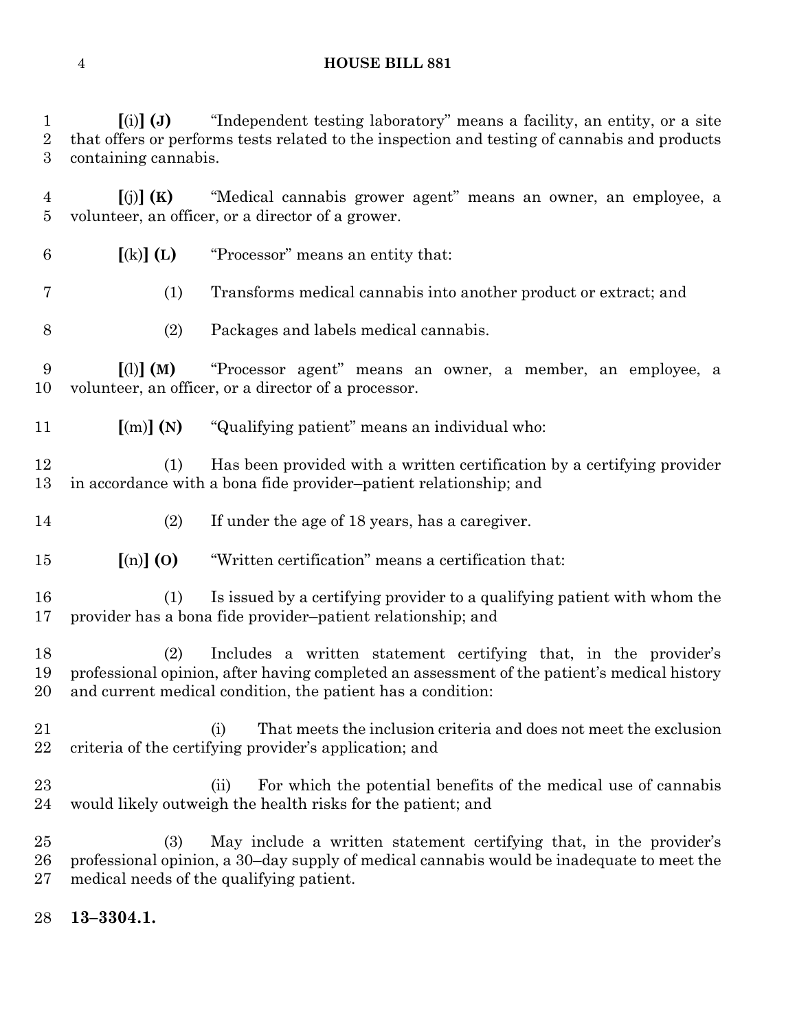**[**(i)**] (J)** "Independent testing laboratory" means a facility, an entity, or a site that offers or performs tests related to the inspection and testing of cannabis and products containing cannabis.

**[**(j)**] (K)** "Medical cannabis grower agent" means an owner, an employee, a volunteer, an officer, or a director of a grower.

**[**(k)**] (L)** "Processor" means an entity that:

(1) Transforms medical cannabis into another product or extract; and

(2) Packages and labels medical cannabis.

**[**(l)**] (M)** "Processor agent" means an owner, a member, an employee, a volunteer, an officer, or a director of a processor.

**[**(m)**] (N)** "Qualifying patient" means an individual who:

(1) Has been provided with a written certification by a certifying provider in accordance with a bona fide provider–patient relationship; and

(2) If under the age of 18 years, has a caregiver.

**[**(n)**] (O)** "Written certification" means a certification that:

(1) Is issued by a certifying provider to a qualifying patient with whom the provider has a bona fide provider–patient relationship; and

(2) Includes a written statement certifying that, in the provider's professional opinion, after having completed an assessment of the patient's medical history and current medical condition, the patient has a condition:

(i) That meets the inclusion criteria and does not meet the exclusion criteria of the certifying provider's application; and

(ii) For which the potential benefits of the medical use of cannabis would likely outweigh the health risks for the patient; and

(3) May include a written statement certifying that, in the provider's professional opinion, a 30–day supply of medical cannabis would be inadequate to meet the medical needs of the qualifying patient.

**13–3304.1.**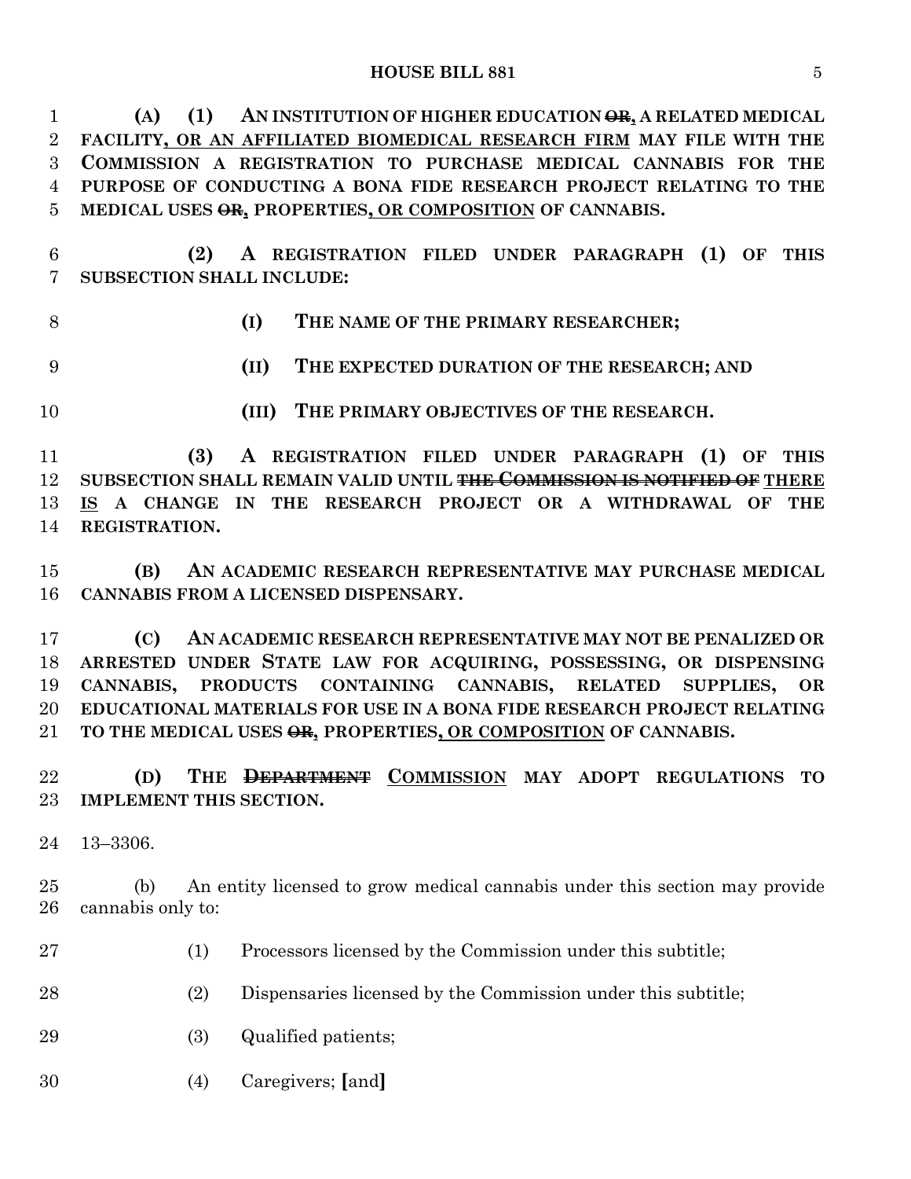(A) (1) AN INSTITUTION OF HIGHER EDUCATION ~~OR~~, A RELATED MEDICAL FACILITY, OR AN AFFILIATED BIOMEDICAL RESEARCH FIRM MAY FILE WITH THE COMMISSION A REGISTRATION TO PURCHASE MEDICAL CANNABIS FOR THE PURPOSE OF CONDUCTING A BONA FIDE RESEARCH PROJECT RELATING TO THE MEDICAL USES ~~OR~~, PROPERTIES, OR COMPOSITION OF CANNABIS.

(2) A REGISTRATION FILED UNDER PARAGRAPH (1) OF THIS SUBSECTION SHALL INCLUDE:

(I) THE NAME OF THE PRIMARY RESEARCHER;

(II) THE EXPECTED DURATION OF THE RESEARCH; AND

(III) THE PRIMARY OBJECTIVES OF THE RESEARCH.

(3) A REGISTRATION FILED UNDER PARAGRAPH (1) OF THIS SUBSECTION SHALL REMAIN VALID UNTIL ~~THE COMMISSION IS NOTIFIED OF~~ THERE IS A CHANGE IN THE RESEARCH PROJECT OR A WITHDRAWAL OF THE REGISTRATION.

(B) AN ACADEMIC RESEARCH REPRESENTATIVE MAY PURCHASE MEDICAL CANNABIS FROM A LICENSED DISPENSARY.

(C) AN ACADEMIC RESEARCH REPRESENTATIVE MAY NOT BE PENALIZED OR ARRESTED UNDER STATE LAW FOR ACQUIRING, POSSESSING, OR DISPENSING CANNABIS, PRODUCTS CONTAINING CANNABIS, RELATED SUPPLIES, OR EDUCATIONAL MATERIALS FOR USE IN A BONA FIDE RESEARCH PROJECT RELATING TO THE MEDICAL USES ~~OR~~, PROPERTIES, OR COMPOSITION OF CANNABIS.

(D) THE ~~DEPARTMENT~~ COMMISSION MAY ADOPT REGULATIONS TO IMPLEMENT THIS SECTION.

13–3306.

(b) An entity licensed to grow medical cannabis under this section may provide cannabis only to:

(1) Processors licensed by the Commission under this subtitle;

(2) Dispensaries licensed by the Commission under this subtitle;

(3) Qualified patients;

(4) Caregivers; [and]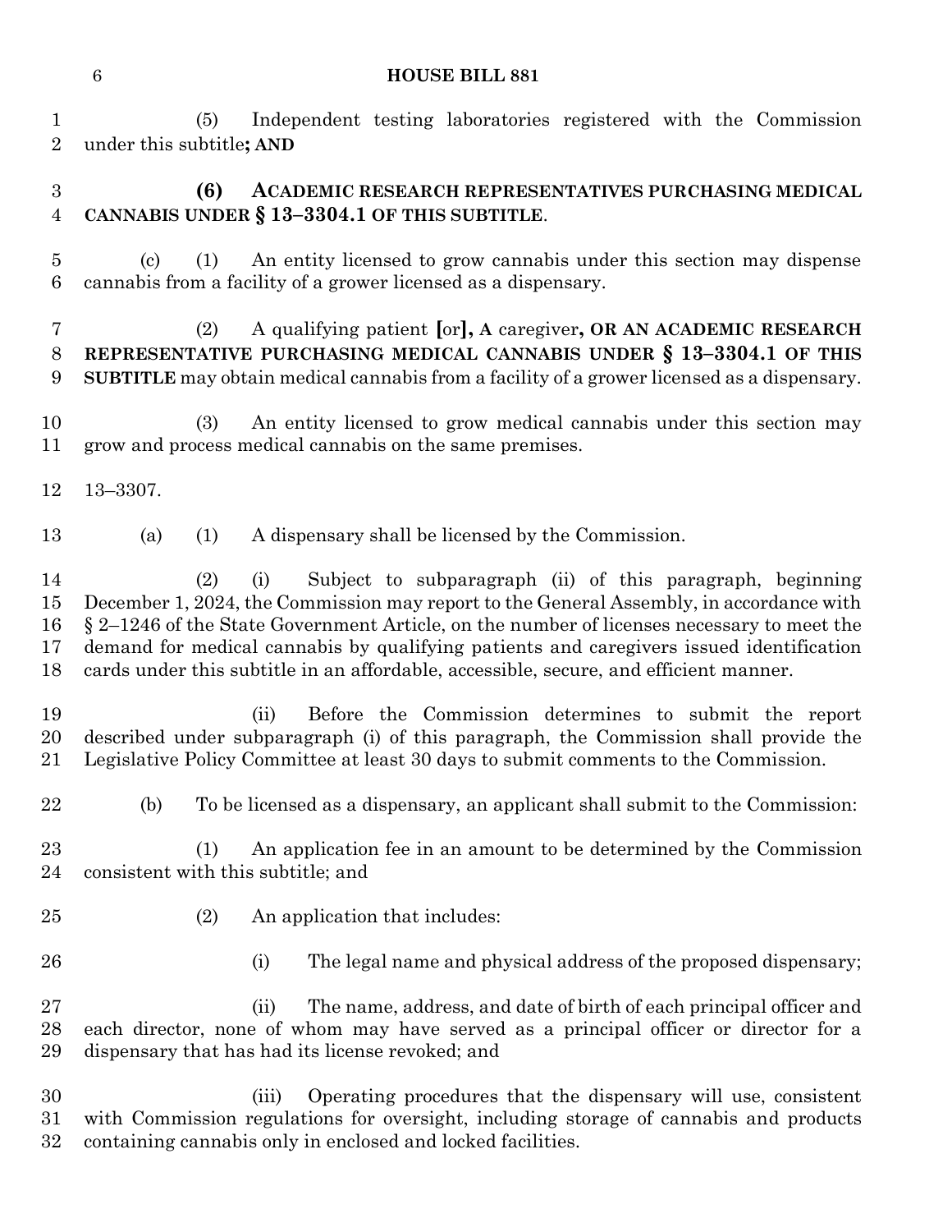(5) Independent testing laboratories registered with the Commission under this subtitle**; AND**

**(6) ACADEMIC RESEARCH REPRESENTATIVES PURCHASING MEDICAL CANNABIS UNDER § 13–3304.1 OF THIS SUBTITLE**.

(c) (1) An entity licensed to grow cannabis under this section may dispense cannabis from a facility of a grower licensed as a dispensary.

(2) A qualifying patient **[**or**], A** caregiver**, OR AN ACADEMIC RESEARCH REPRESENTATIVE PURCHASING MEDICAL CANNABIS UNDER § 13–3304.1 OF THIS SUBTITLE** may obtain medical cannabis from a facility of a grower licensed as a dispensary.

(3) An entity licensed to grow medical cannabis under this section may grow and process medical cannabis on the same premises.

13–3307.

(a) (1) A dispensary shall be licensed by the Commission.

(2) (i) Subject to subparagraph (ii) of this paragraph, beginning December 1, 2024, the Commission may report to the General Assembly, in accordance with § 2–1246 of the State Government Article, on the number of licenses necessary to meet the demand for medical cannabis by qualifying patients and caregivers issued identification cards under this subtitle in an affordable, accessible, secure, and efficient manner.

(ii) Before the Commission determines to submit the report described under subparagraph (i) of this paragraph, the Commission shall provide the Legislative Policy Committee at least 30 days to submit comments to the Commission.

(b) To be licensed as a dispensary, an applicant shall submit to the Commission:

(1) An application fee in an amount to be determined by the Commission consistent with this subtitle; and

(2) An application that includes:

(i) The legal name and physical address of the proposed dispensary;

(ii) The name, address, and date of birth of each principal officer and each director, none of whom may have served as a principal officer or director for a dispensary that has had its license revoked; and

(iii) Operating procedures that the dispensary will use, consistent with Commission regulations for oversight, including storage of cannabis and products containing cannabis only in enclosed and locked facilities.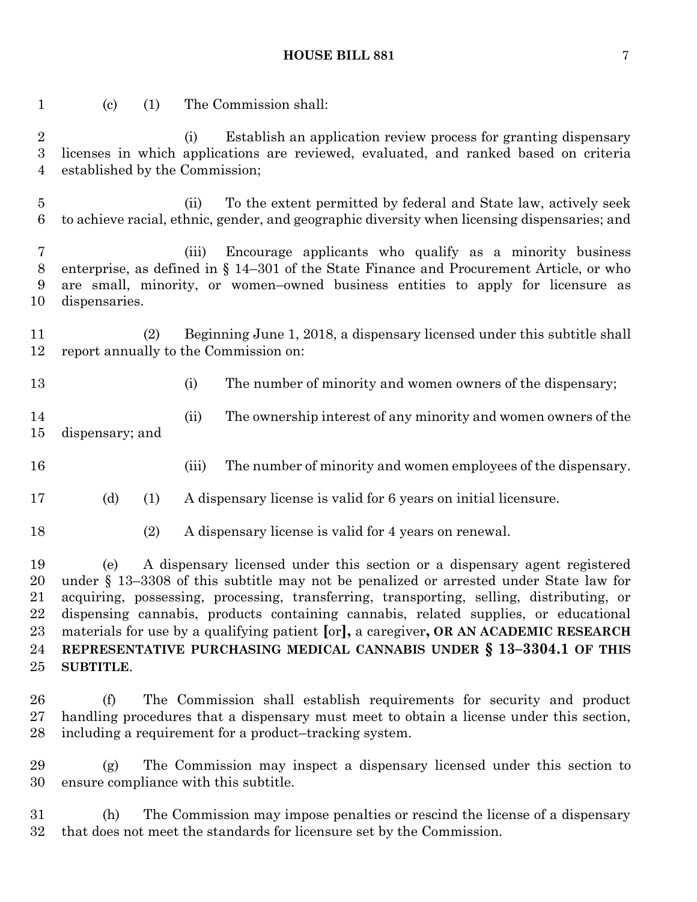(c) (1) The Commission shall:

(i) Establish an application review process for granting dispensary licenses in which applications are reviewed, evaluated, and ranked based on criteria established by the Commission;

(ii) To the extent permitted by federal and State law, actively seek to achieve racial, ethnic, gender, and geographic diversity when licensing dispensaries; and

(iii) Encourage applicants who qualify as a minority business enterprise, as defined in § 14–301 of the State Finance and Procurement Article, or who are small, minority, or women–owned business entities to apply for licensure as dispensaries.

(2) Beginning June 1, 2018, a dispensary licensed under this subtitle shall report annually to the Commission on:

(i) The number of minority and women owners of the dispensary;

(ii) The ownership interest of any minority and women owners of the dispensary; and

(iii) The number of minority and women employees of the dispensary.

(d) (1) A dispensary license is valid for 6 years on initial licensure.

(2) A dispensary license is valid for 4 years on renewal.

(e) A dispensary licensed under this section or a dispensary agent registered under § 13–3308 of this subtitle may not be penalized or arrested under State law for acquiring, possessing, processing, transferring, transporting, selling, distributing, or dispensing cannabis, products containing cannabis, related supplies, or educational materials for use by a qualifying patient **[**or**]**, a caregiver**, OR AN ACADEMIC RESEARCH REPRESENTATIVE PURCHASING MEDICAL CANNABIS UNDER § 13–3304.1 OF THIS SUBTITLE**.

(f) The Commission shall establish requirements for security and product handling procedures that a dispensary must meet to obtain a license under this section, including a requirement for a product–tracking system.

(g) The Commission may inspect a dispensary licensed under this section to ensure compliance with this subtitle.

(h) The Commission may impose penalties or rescind the license of a dispensary that does not meet the standards for licensure set by the Commission.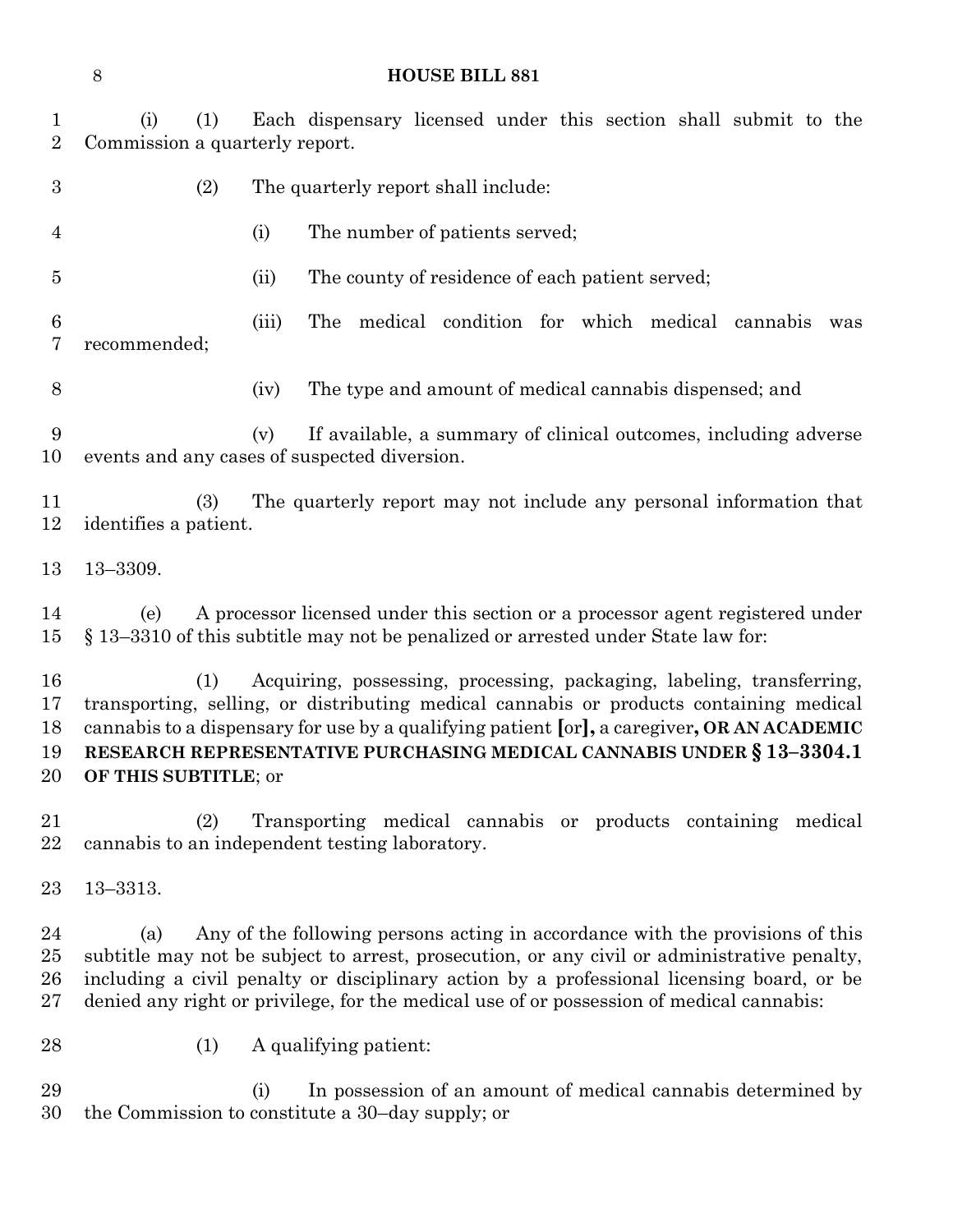(i) (1) Each dispensary licensed under this section shall submit to the Commission a quarterly report.

(2) The quarterly report shall include:

(i) The number of patients served;

(ii) The county of residence of each patient served;

(iii) The medical condition for which medical cannabis was recommended;

(iv) The type and amount of medical cannabis dispensed; and

(v) If available, a summary of clinical outcomes, including adverse events and any cases of suspected diversion.

(3) The quarterly report may not include any personal information that identifies a patient.

13–3309.

(e) A processor licensed under this section or a processor agent registered under § 13–3310 of this subtitle may not be penalized or arrested under State law for:

(1) Acquiring, possessing, processing, packaging, labeling, transferring, transporting, selling, or distributing medical cannabis or products containing medical cannabis to a dispensary for use by a qualifying patient **[**or**],** a caregiver**, OR AN ACADEMIC RESEARCH REPRESENTATIVE PURCHASING MEDICAL CANNABIS UNDER § 13–3304.1 OF THIS SUBTITLE**; or

(2) Transporting medical cannabis or products containing medical cannabis to an independent testing laboratory.

13–3313.

(a) Any of the following persons acting in accordance with the provisions of this subtitle may not be subject to arrest, prosecution, or any civil or administrative penalty, including a civil penalty or disciplinary action by a professional licensing board, or be denied any right or privilege, for the medical use of or possession of medical cannabis:

(1) A qualifying patient:

(i) In possession of an amount of medical cannabis determined by the Commission to constitute a 30–day supply; or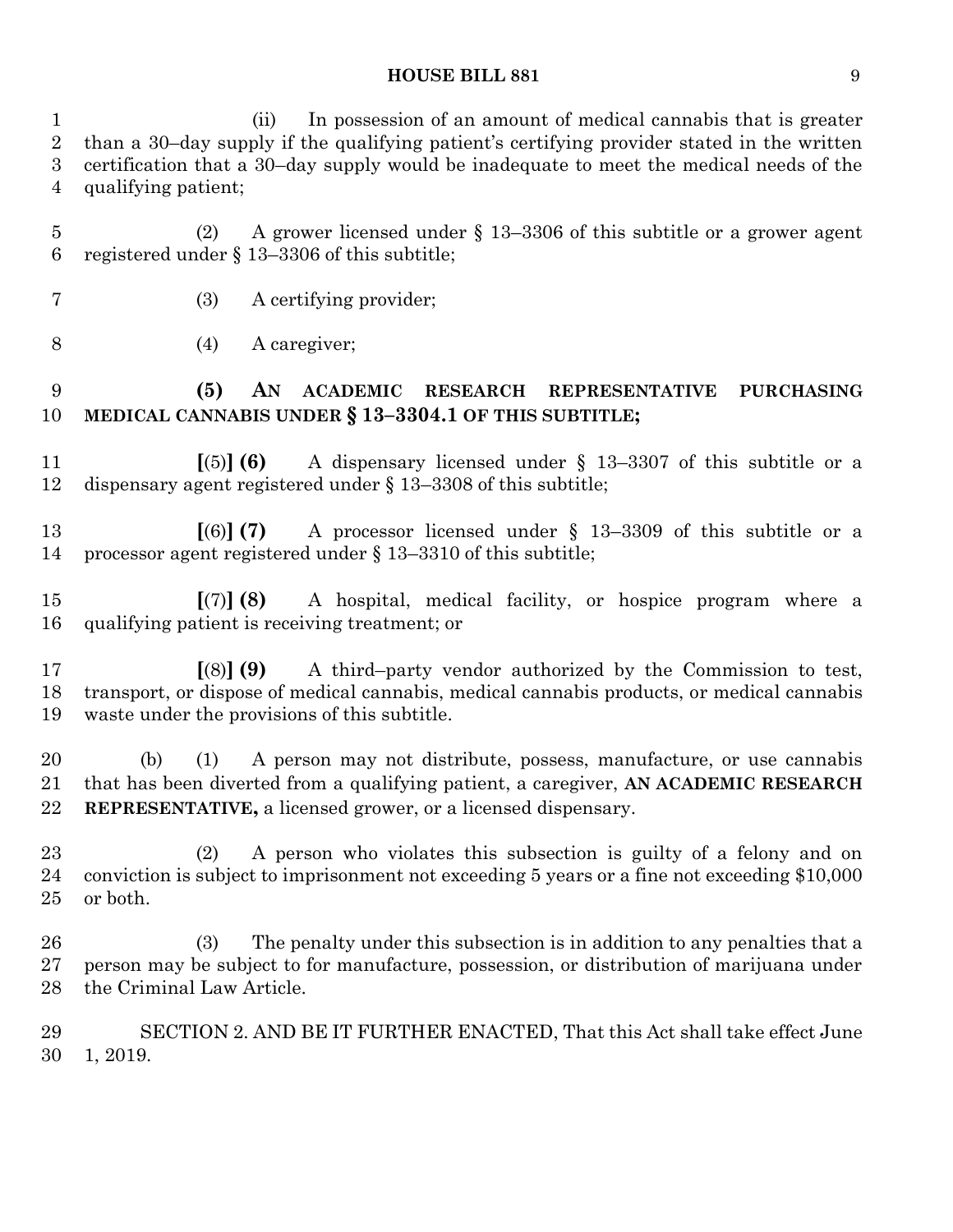(ii) In possession of an amount of medical cannabis that is greater than a 30–day supply if the qualifying patient's certifying provider stated in the written certification that a 30–day supply would be inadequate to meet the medical needs of the qualifying patient;

(2) A grower licensed under § 13–3306 of this subtitle or a grower agent registered under § 13–3306 of this subtitle;

(3) A certifying provider;

(4) A caregiver;

**(5) AN ACADEMIC RESEARCH REPRESENTATIVE PURCHASING MEDICAL CANNABIS UNDER § 13–3304.1 OF THIS SUBTITLE;**

**[**(5)**] (6)** A dispensary licensed under § 13–3307 of this subtitle or a dispensary agent registered under § 13–3308 of this subtitle;

**[**(6)**] (7)** A processor licensed under § 13–3309 of this subtitle or a processor agent registered under § 13–3310 of this subtitle;

**[**(7)**] (8)** A hospital, medical facility, or hospice program where a qualifying patient is receiving treatment; or

**[**(8)**] (9)** A third–party vendor authorized by the Commission to test, transport, or dispose of medical cannabis, medical cannabis products, or medical cannabis waste under the provisions of this subtitle.

(b) (1) A person may not distribute, possess, manufacture, or use cannabis that has been diverted from a qualifying patient, a caregiver, **AN ACADEMIC RESEARCH REPRESENTATIVE,** a licensed grower, or a licensed dispensary.

(2) A person who violates this subsection is guilty of a felony and on conviction is subject to imprisonment not exceeding 5 years or a fine not exceeding $10,000 or both.

(3) The penalty under this subsection is in addition to any penalties that a person may be subject to for manufacture, possession, or distribution of marijuana under the Criminal Law Article.

SECTION 2. AND BE IT FURTHER ENACTED, That this Act shall take effect June 1, 2019.